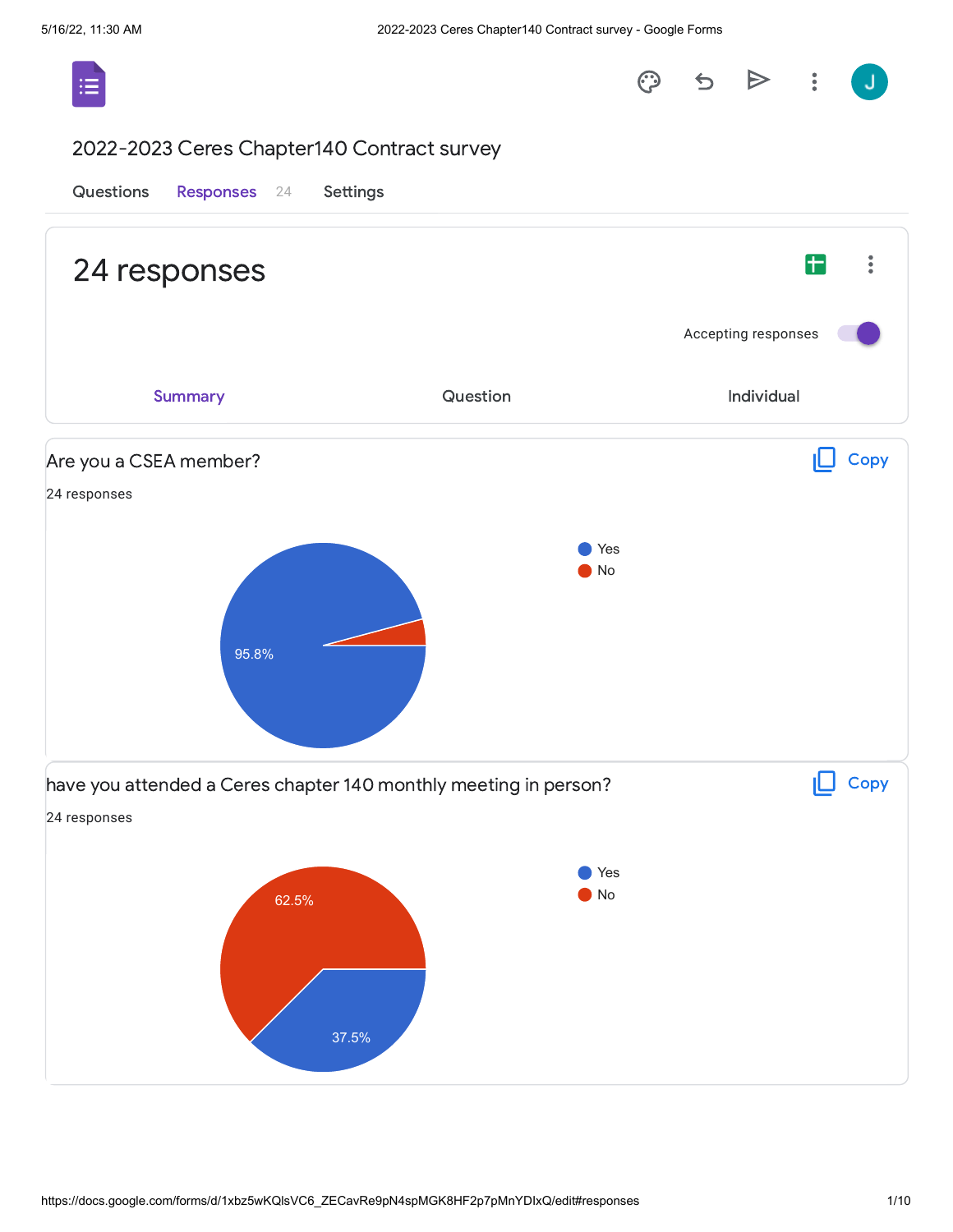# 2022-2023 Ceres Chapter140 Contract survey

Questions Responses 24 Settings

## 24 responses

Accepting responses

Summary Question Individual

### Are you a CSEA member?

24 responses

- Yes: 95.8%
- No

### have you attended a Ceres chapter 140 monthly meeting in person?

24 responses

- Yes: 37.5%
- No: 62.5%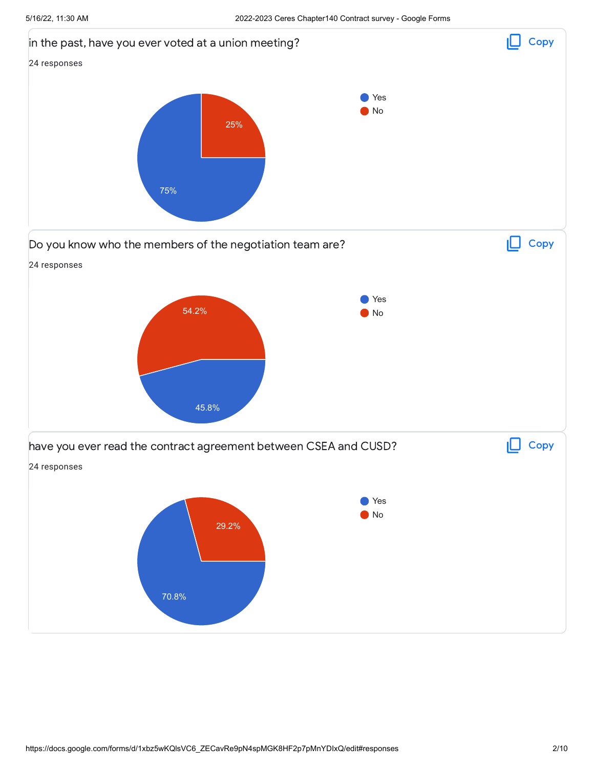in the past, have you ever voted at a union meeting?

24 responses

- Yes: 75%
- No: 25%

Do you know who the members of the negotiation team are?

24 responses

- Yes: 45.8%
- No: 54.2%

have you ever read the contract agreement between CSEA and CUSD?

24 responses

- Yes: 70.8%
- No: 29.2%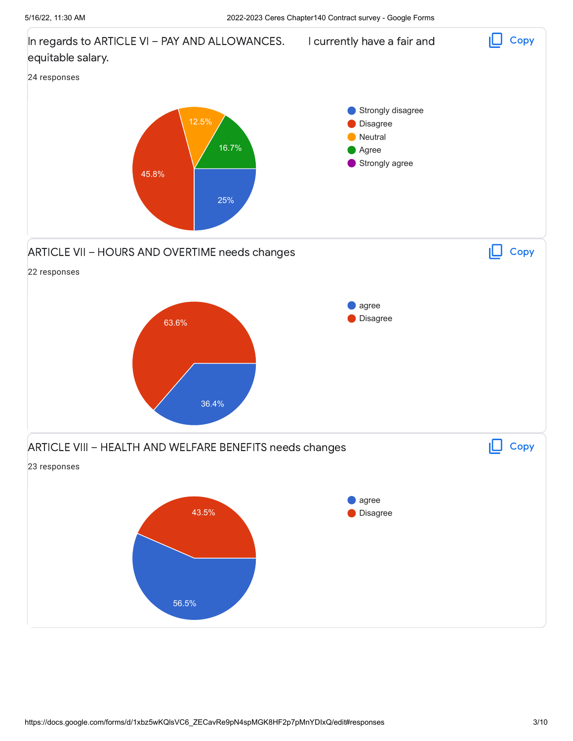## In regards to ARTICLE VI – PAY AND ALLOWANCES. I currently have a fair and equitable salary.

24 responses

| Response | Percentage |
|---|---|
| Strongly disagree | 25% |
| Disagree | 45.8% |
| Neutral | 12.5% |
| Agree | 16.7% |
| Strongly agree | |

## ARTICLE VII – HOURS AND OVERTIME needs changes

22 responses

| Response | Percentage |
|---|---|
| agree | 36.4% |
| Disagree | 63.6% |

## ARTICLE VIII – HEALTH AND WELFARE BENEFITS needs changes

23 responses

| Response | Percentage |
|---|---|
| agree | 56.5% |
| Disagree | 43.5% |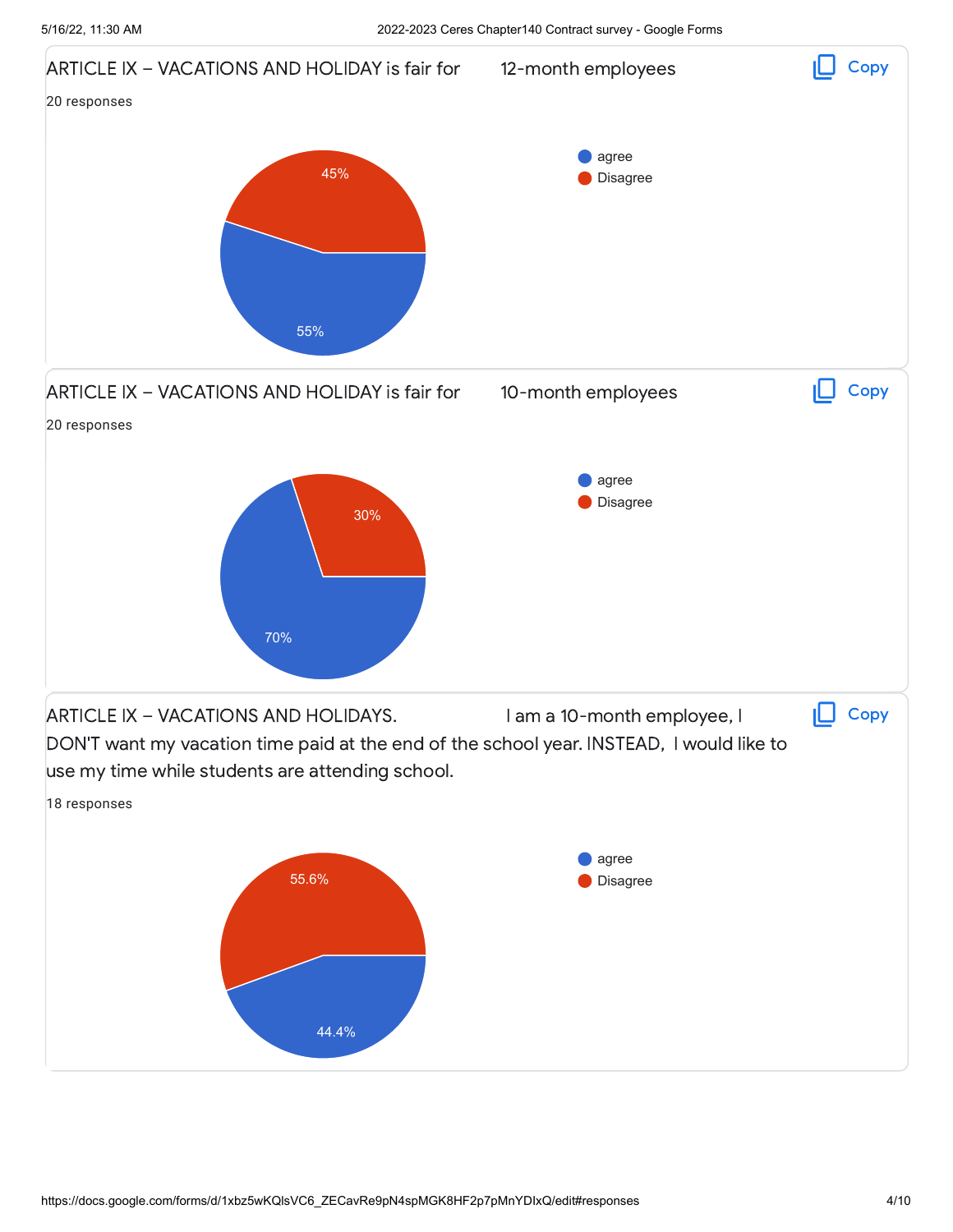ARTICLE IX – VACATIONS AND HOLIDAY is fair for 12-month employees

20 responses

| Response | Percentage |
|---|---|
| agree | 55% |
| Disagree | 45% |

ARTICLE IX – VACATIONS AND HOLIDAY is fair for 10-month employees

20 responses

| Response | Percentage |
|---|---|
| agree | 70% |
| Disagree | 30% |

ARTICLE IX – VACATIONS AND HOLIDAYS. I am a 10-month employee, I DON'T want my vacation time paid at the end of the school year. INSTEAD, I would like to use my time while students are attending school.

18 responses

| Response | Percentage |
|---|---|
| agree | 44.4% |
| Disagree | 55.6% |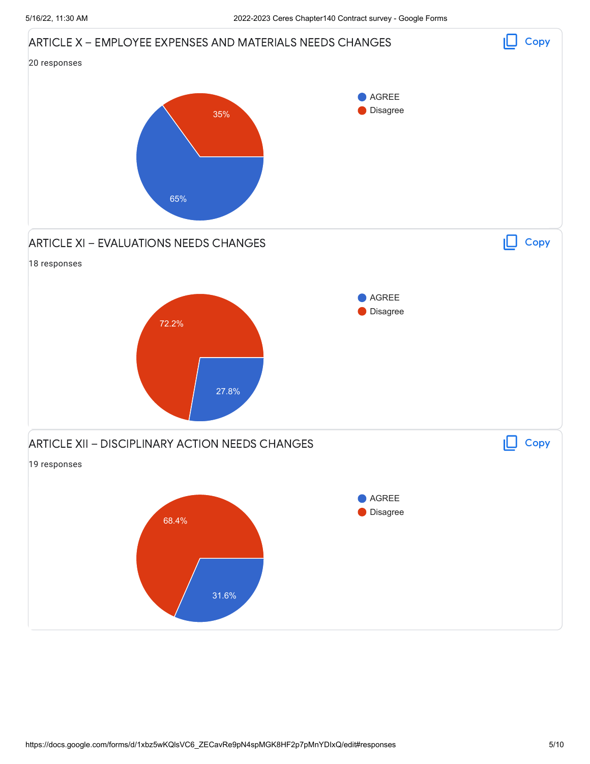## ARTICLE X – EMPLOYEE EXPENSES AND MATERIALS NEEDS CHANGES

20 responses

| Response | Percentage |
|---|---|
| AGREE | 65% |
| Disagree | 35% |

## ARTICLE XI – EVALUATIONS NEEDS CHANGES

18 responses

| Response | Percentage |
|---|---|
| AGREE | 27.8% |
| Disagree | 72.2% |

## ARTICLE XII – DISCIPLINARY ACTION NEEDS CHANGES

19 responses

| Response | Percentage |
|---|---|
| AGREE | 31.6% |
| Disagree | 68.4% |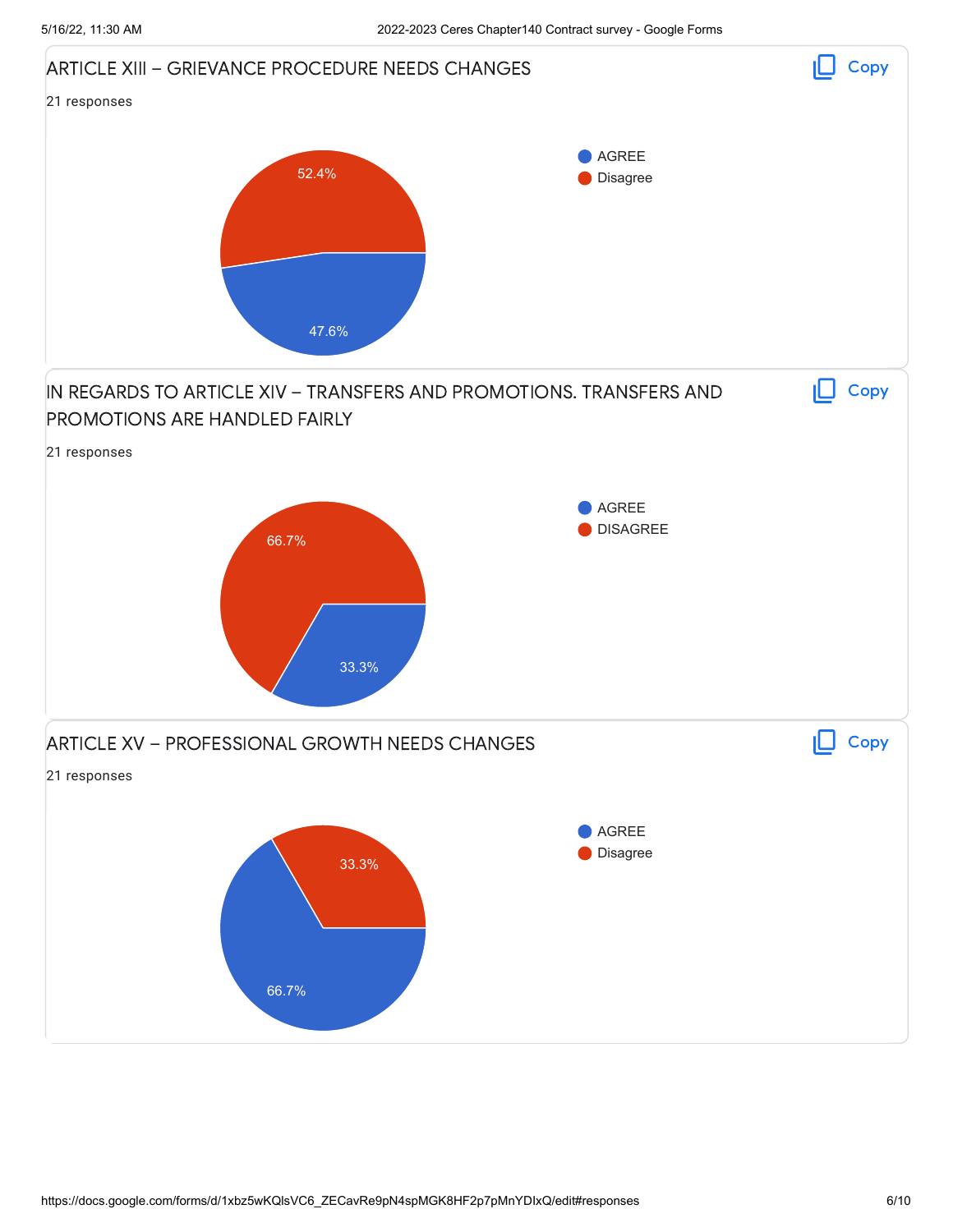## ARTICLE XIII – GRIEVANCE PROCEDURE NEEDS CHANGES

21 responses

| Response | Percentage |
| --- | --- |
| AGREE | 47.6% |
| Disagree | 52.4% |

## IN REGARDS TO ARTICLE XIV – TRANSFERS AND PROMOTIONS. TRANSFERS AND PROMOTIONS ARE HANDLED FAIRLY

21 responses

| Response | Percentage |
| --- | --- |
| AGREE | 33.3% |
| DISAGREE | 66.7% |

## ARTICLE XV – PROFESSIONAL GROWTH NEEDS CHANGES

21 responses

| Response | Percentage |
| --- | --- |
| AGREE | 66.7% |
| Disagree | 33.3% |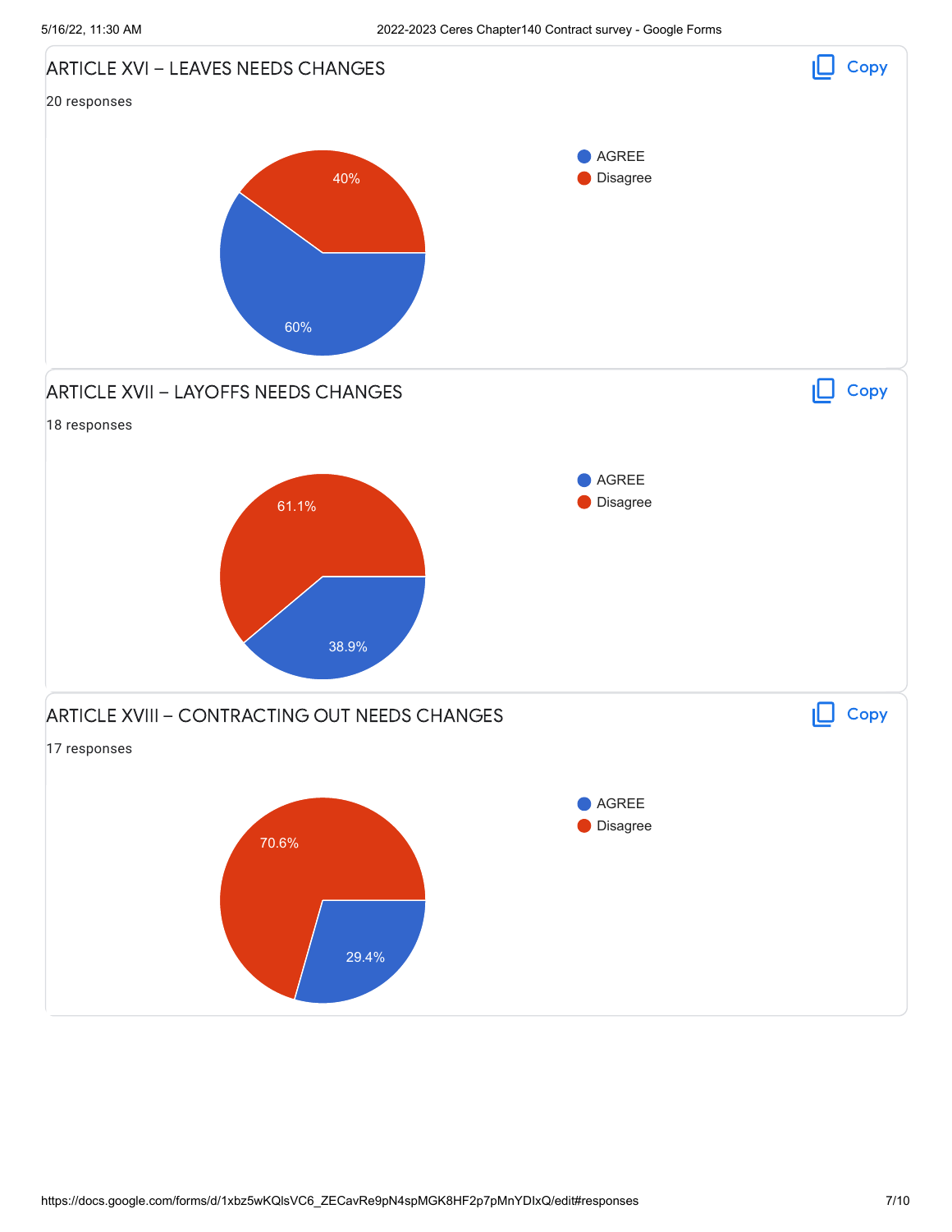## ARTICLE XVI – LEAVES NEEDS CHANGES

20 responses

- AGREE: 60%
- Disagree: 40%

## ARTICLE XVII – LAYOFFS NEEDS CHANGES

18 responses

- AGREE: 38.9%
- Disagree: 61.1%

## ARTICLE XVIII – CONTRACTING OUT NEEDS CHANGES

17 responses

- AGREE: 29.4%
- Disagree: 70.6%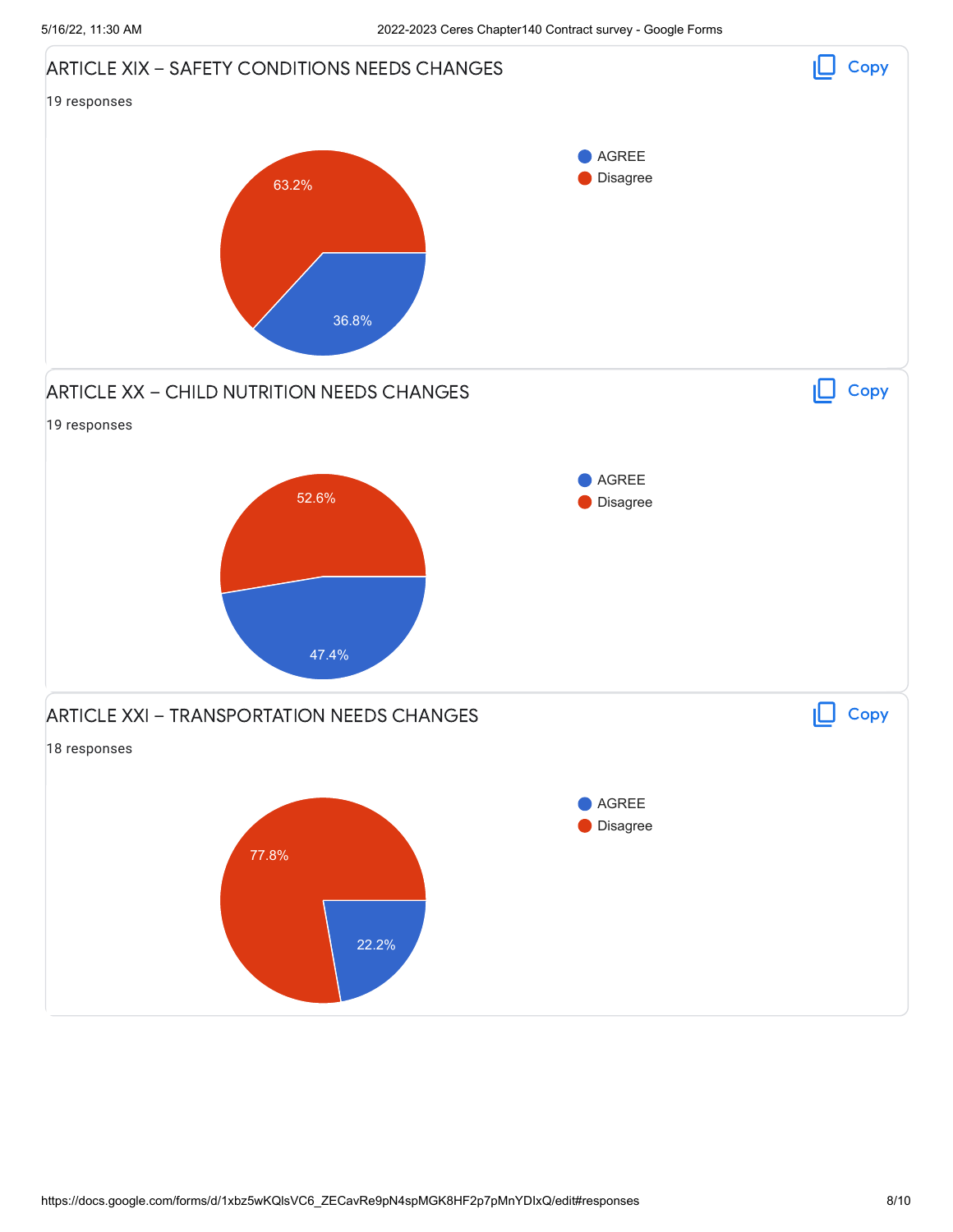## ARTICLE XIX – SAFETY CONDITIONS NEEDS CHANGES

19 responses

| Response | Percentage |
|---|---|
| AGREE | 36.8% |
| Disagree | 63.2% |

## ARTICLE XX – CHILD NUTRITION NEEDS CHANGES

19 responses

| Response | Percentage |
|---|---|
| AGREE | 47.4% |
| Disagree | 52.6% |

## ARTICLE XXI – TRANSPORTATION NEEDS CHANGES

18 responses

| Response | Percentage |
|---|---|
| AGREE | 22.2% |
| Disagree | 77.8% |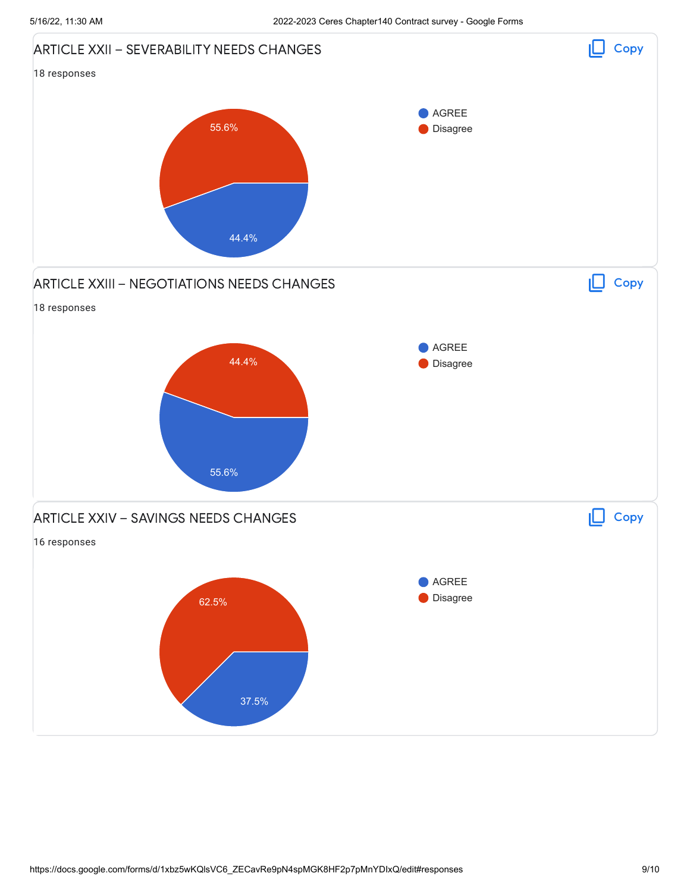## ARTICLE XXII – SEVERABILITY NEEDS CHANGES

18 responses

- AGREE: 44.4%
- Disagree: 55.6%

## ARTICLE XXIII – NEGOTIATIONS NEEDS CHANGES

18 responses

- AGREE: 55.6%
- Disagree: 44.4%

## ARTICLE XXIV – SAVINGS NEEDS CHANGES

16 responses

- AGREE: 37.5%
- Disagree: 62.5%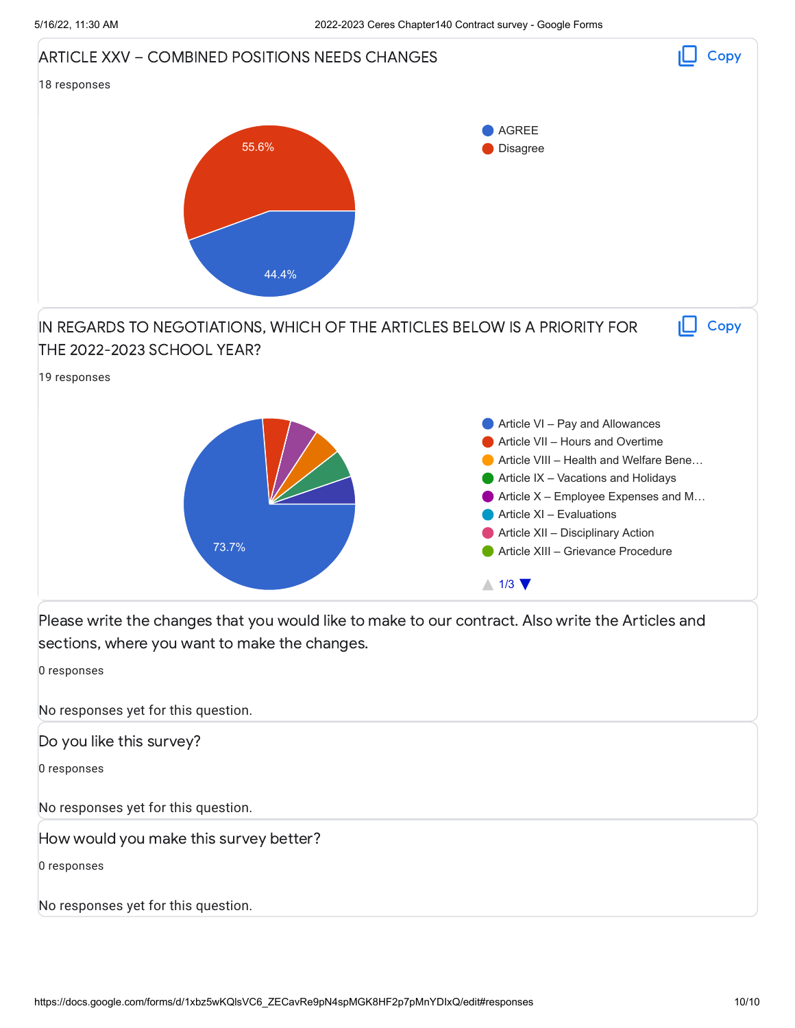ARTICLE XXV – COMBINED POSITIONS NEEDS CHANGES

18 responses

AGREE
Disagree

55.6%
44.4%

IN REGARDS TO NEGOTIATIONS, WHICH OF THE ARTICLES BELOW IS A PRIORITY FOR THE 2022-2023 SCHOOL YEAR?

19 responses

Article VI – Pay and Allowances
Article VII – Hours and Overtime
Article VIII – Health and Welfare Bene…
Article IX – Vacations and Holidays
Article X – Employee Expenses and M…
Article XI – Evaluations
Article XII – Disciplinary Action
Article XIII – Grievance Procedure

1/3

73.7%

Please write the changes that you would like to make to our contract. Also write the Articles and sections, where you want to make the changes.

0 responses

No responses yet for this question.

Do you like this survey?

0 responses

No responses yet for this question.

How would you make this survey better?

0 responses

No responses yet for this question.